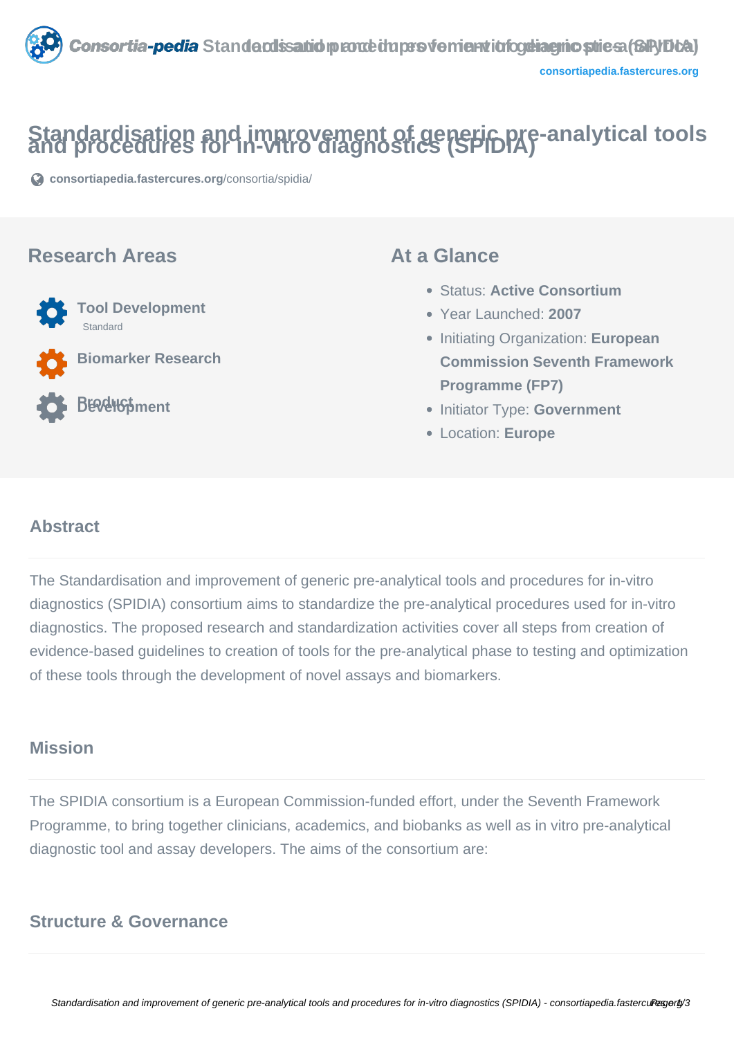# Standardisation and improvement of generic pre-analytical tools and procedures for in-vitro diagnostics (SPIDIA)

consortiapedia.fastercures.org/consortia/spidia/

## Research Areas

- **Tool Development**
  Standard
- **Biomarker Research**
- **Product Development**

## At a Glance

- Status: **Active Consortium**
- Year Launched: **2007**
- Initiating Organization: **European Commission Seventh Framework Programme (FP7)**
- Initiator Type: **Government**
- Location: **Europe**

## Abstract

The Standardisation and improvement of generic pre-analytical tools and procedures for in-vitro diagnostics (SPIDIA) consortium aims to standardize the pre-analytical procedures used for in-vitro diagnostics. The proposed research and standardization activities cover all steps from creation of evidence-based guidelines to creation of tools for the pre-analytical phase to testing and optimization of these tools through the development of novel assays and biomarkers.

## Mission

The SPIDIA consortium is a European Commission-funded effort, under the Seventh Framework Programme, to bring together clinicians, academics, and biobanks as well as in vitro pre-analytical diagnostic tool and assay developers. The aims of the consortium are:

## Structure & Governance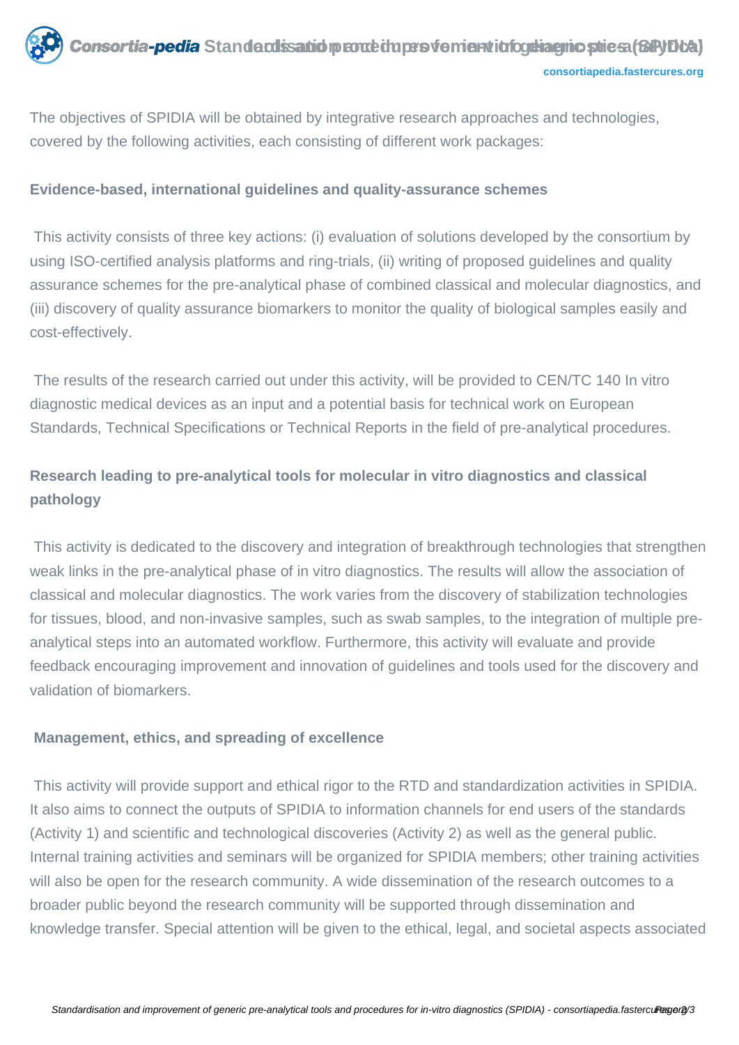The objectives of SPIDIA will be obtained by integrative research approaches and technologies, covered by the following activities, each consisting of different work packages:

**Evidence-based, international guidelines and quality-assurance schemes**

This activity consists of three key actions: (i) evaluation of solutions developed by the consortium by using ISO-certified analysis platforms and ring-trials, (ii) writing of proposed guidelines and quality assurance schemes for the pre-analytical phase of combined classical and molecular diagnostics, and (iii) discovery of quality assurance biomarkers to monitor the quality of biological samples easily and cost-effectively.

The results of the research carried out under this activity, will be provided to CEN/TC 140 In vitro diagnostic medical devices as an input and a potential basis for technical work on European Standards, Technical Specifications or Technical Reports in the field of pre-analytical procedures.

**Research leading to pre-analytical tools for molecular in vitro diagnostics and classical pathology**

This activity is dedicated to the discovery and integration of breakthrough technologies that strengthen weak links in the pre-analytical phase of in vitro diagnostics. The results will allow the association of classical and molecular diagnostics. The work varies from the discovery of stabilization technologies for tissues, blood, and non-invasive samples, such as swab samples, to the integration of multiple pre-analytical steps into an automated workflow. Furthermore, this activity will evaluate and provide feedback encouraging improvement and innovation of guidelines and tools used for the discovery and validation of biomarkers.

**Management, ethics, and spreading of excellence**

This activity will provide support and ethical rigor to the RTD and standardization activities in SPIDIA. It also aims to connect the outputs of SPIDIA to information channels for end users of the standards (Activity 1) and scientific and technological discoveries (Activity 2) as well as the general public. Internal training activities and seminars will be organized for SPIDIA members; other training activities will also be open for the research community. A wide dissemination of the research outcomes to a broader public beyond the research community will be supported through dissemination and knowledge transfer. Special attention will be given to the ethical, legal, and societal aspects associated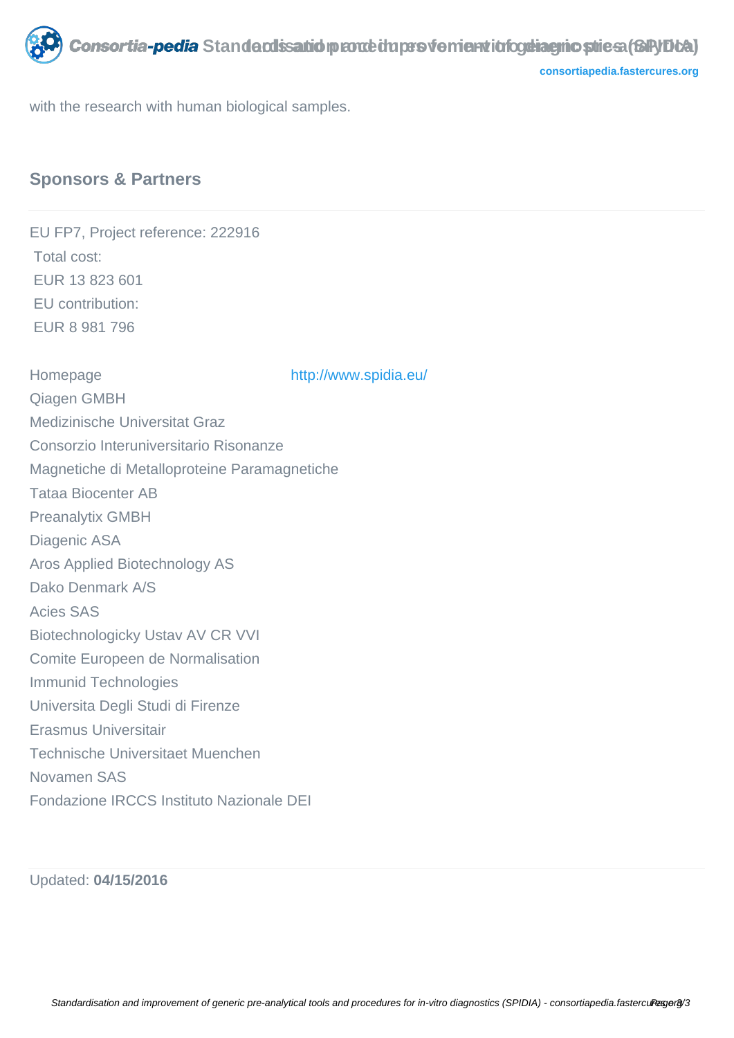with the research with human biological samples.

## Sponsors & Partners

EU FP7, Project reference: 222916
Total cost:
EUR 13 823 601
EU contribution:
EUR 8 981 796

Homepage http://www.spidia.eu/

Qiagen GMBH
Medizinische Universitat Graz
Consorzio Interuniversitario Risonanze
Magnetiche di Metalloproteine Paramagnetiche
Tataa Biocenter AB
Preanalytix GMBH
Diagenic ASA
Aros Applied Biotechnology AS
Dako Denmark A/S
Acies SAS
Biotechnologicky Ustav AV CR VVI
Comite Europeen de Normalisation
Immunid Technologies
Universita Degli Studi di Firenze
Erasmus Universitair
Technische Universitaet Muenchen
Novamen SAS
Fondazione IRCCS Instituto Nazionale DEI

Updated: **04/15/2016**